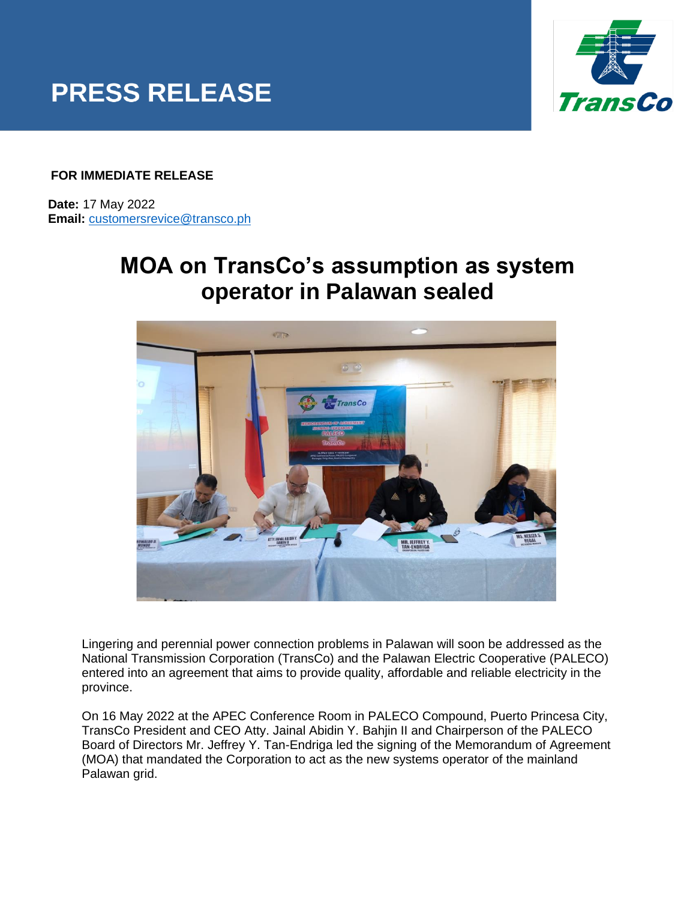# PRESS RELEASE

**FOR IMMEDIATE RELEASE**

**Date:** 17 May 2022
**Email:** customersrevice@transco.ph

## MOA on TransCo's assumption as system operator in Palawan sealed

Lingering and perennial power connection problems in Palawan will soon be addressed as the National Transmission Corporation (TransCo) and the Palawan Electric Cooperative (PALECO) entered into an agreement that aims to provide quality, affordable and reliable electricity in the province.

On 16 May 2022 at the APEC Conference Room in PALECO Compound, Puerto Princesa City, TransCo President and CEO Atty. Jainal Abidin Y. Bahjin II and Chairperson of the PALECO Board of Directors Mr. Jeffrey Y. Tan-Endriga led the signing of the Memorandum of Agreement (MOA) that mandated the Corporation to act as the new systems operator of the mainland Palawan grid.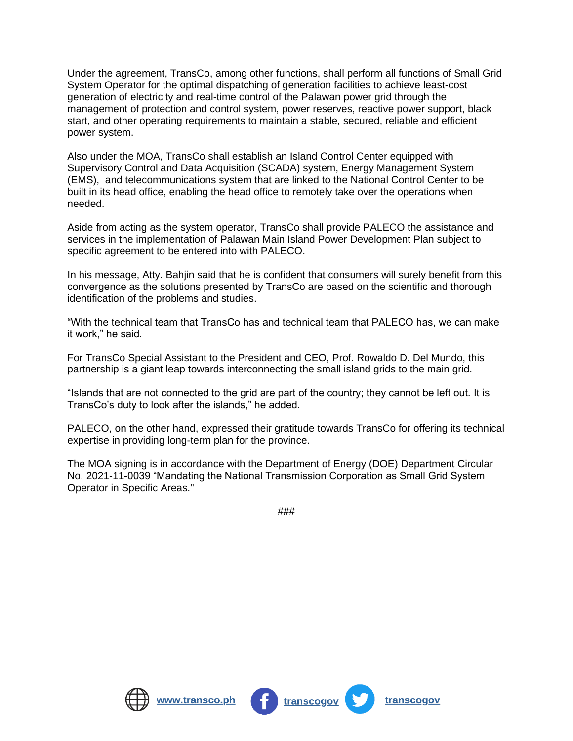Under the agreement, TransCo, among other functions, shall perform all functions of Small Grid System Operator for the optimal dispatching of generation facilities to achieve least-cost generation of electricity and real-time control of the Palawan power grid through the management of protection and control system, power reserves, reactive power support, black start, and other operating requirements to maintain a stable, secured, reliable and efficient power system.

Also under the MOA, TransCo shall establish an Island Control Center equipped with Supervisory Control and Data Acquisition (SCADA) system, Energy Management System (EMS), and telecommunications system that are linked to the National Control Center to be built in its head office, enabling the head office to remotely take over the operations when needed.

Aside from acting as the system operator, TransCo shall provide PALECO the assistance and services in the implementation of Palawan Main Island Power Development Plan subject to specific agreement to be entered into with PALECO.

In his message, Atty. Bahjin said that he is confident that consumers will surely benefit from this convergence as the solutions presented by TransCo are based on the scientific and thorough identification of the problems and studies.

"With the technical team that TransCo has and technical team that PALECO has, we can make it work," he said.

For TransCo Special Assistant to the President and CEO, Prof. Rowaldo D. Del Mundo, this partnership is a giant leap towards interconnecting the small island grids to the main grid.

"Islands that are not connected to the grid are part of the country; they cannot be left out. It is TransCo's duty to look after the islands," he added.

PALECO, on the other hand, expressed their gratitude towards TransCo for offering its technical expertise in providing long-term plan for the province.

The MOA signing is in accordance with the Department of Energy (DOE) Department Circular No. 2021-11-0039 "Mandating the National Transmission Corporation as Small Grid System Operator in Specific Areas."

###

www.transco.ph transcogov transcogov